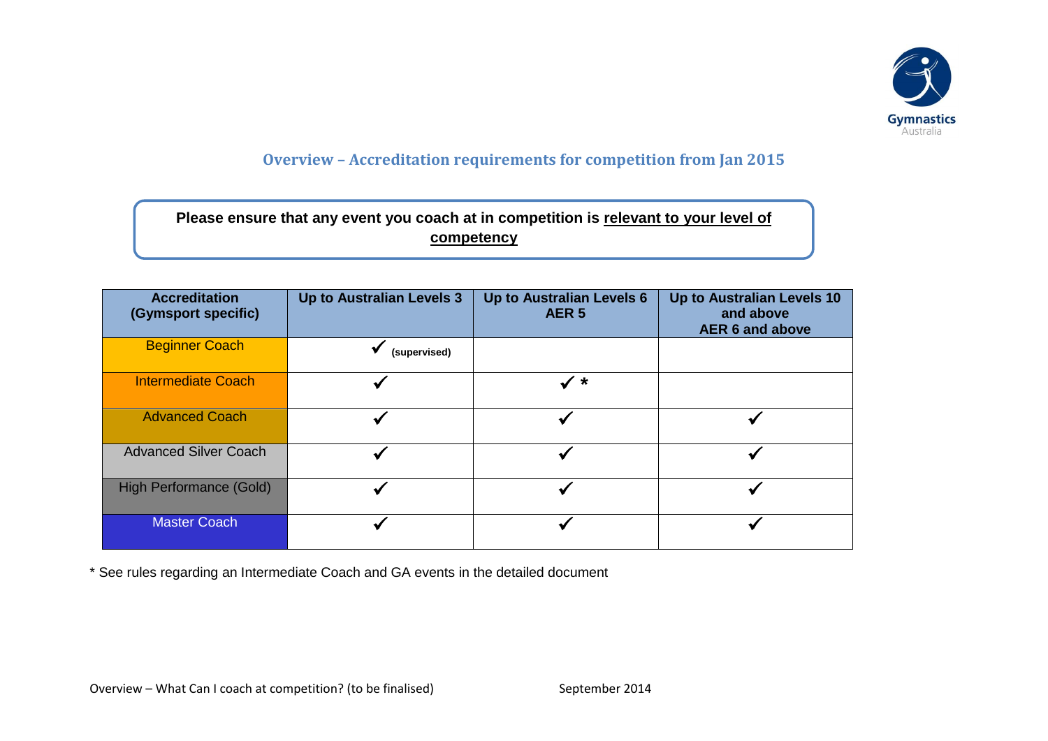# Overview – Accreditation requirements for competition from Jan 2015

**Please ensure that any event you coach at in competition is <u>relevant to your level of competency</u>**

| Accreditation (Gymsport specific) | Up to Australian Levels 3 | Up to Australian Levels 6 AER 5 | Up to Australian Levels 10 and above AER 6 and above |
|---|---|---|---|
| Beginner Coach | ✓ (supervised) | | |
| Intermediate Coach | ✓ | ✓ * | |
| Advanced Coach | ✓ | ✓ | ✓ |
| Advanced Silver Coach | ✓ | ✓ | ✓ |
| High Performance (Gold) | ✓ | ✓ | ✓ |
| Master Coach | ✓ | ✓ | ✓ |

* See rules regarding an Intermediate Coach and GA events in the detailed document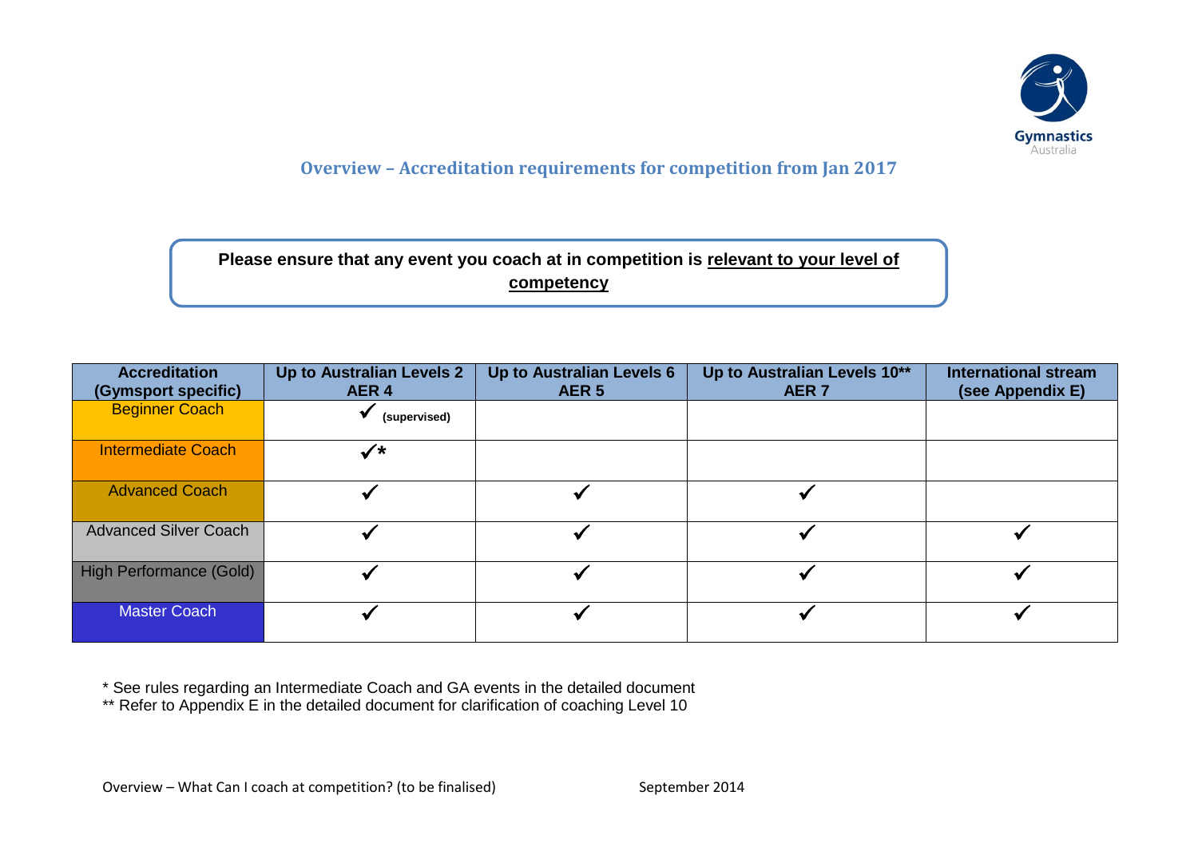## Overview – Accreditation requirements for competition from Jan 2017

**Please ensure that any event you coach at in competition is <u>relevant to your level of competency</u>**

| Accreditation (Gymsport specific) | Up to Australian Levels 2 AER 4 | Up to Australian Levels 6 AER 5 | Up to Australian Levels 10** AER 7 | International stream (see Appendix E) |
|---|---|---|---|---|
| Beginner Coach | ✓ (supervised) | | | |
| Intermediate Coach | ✓* | | | |
| Advanced Coach | ✓ | ✓ | ✓ | |
| Advanced Silver Coach | ✓ | ✓ | ✓ | ✓ |
| High Performance (Gold) | ✓ | ✓ | ✓ | ✓ |
| Master Coach | ✓ | ✓ | ✓ | ✓ |

* See rules regarding an Intermediate Coach and GA events in the detailed document

** Refer to Appendix E in the detailed document for clarification of coaching Level 10

Overview – What Can I coach at competition? (to be finalised) September 2014